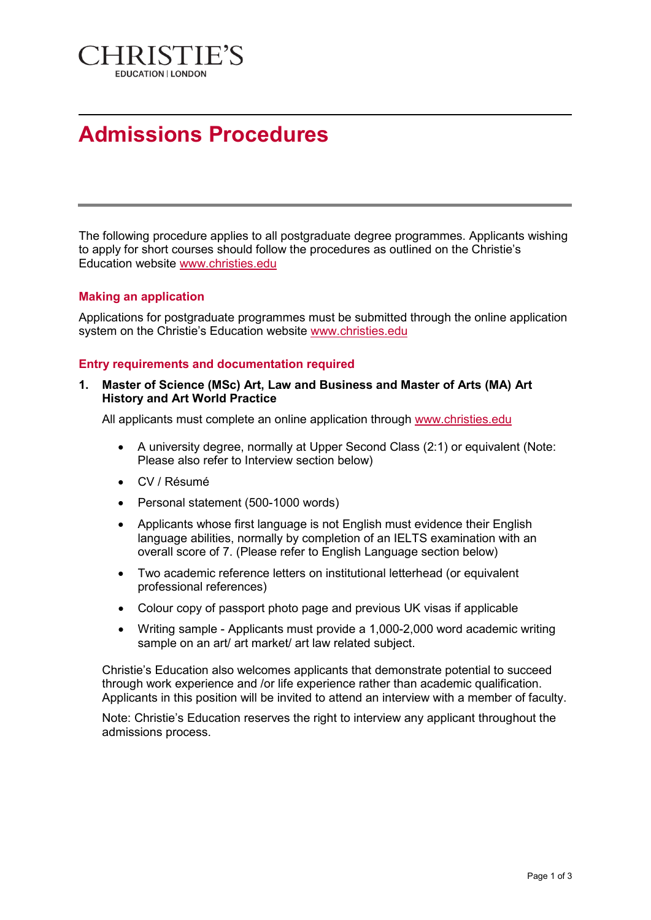CHRISTIE'S
EDUCATION | LONDON

# Admissions Procedures

The following procedure applies to all postgraduate degree programmes. Applicants wishing to apply for short courses should follow the procedures as outlined on the Christie's Education website www.christies.edu

## Making an application

Applications for postgraduate programmes must be submitted through the online application system on the Christie's Education website www.christies.edu

## Entry requirements and documentation required

### 1. Master of Science (MSc) Art, Law and Business and Master of Arts (MA) Art History and Art World Practice

All applicants must complete an online application through www.christies.edu

- A university degree, normally at Upper Second Class (2:1) or equivalent (Note: Please also refer to Interview section below)
- CV / Résumé
- Personal statement (500-1000 words)
- Applicants whose first language is not English must evidence their English language abilities, normally by completion of an IELTS examination with an overall score of 7. (Please refer to English Language section below)
- Two academic reference letters on institutional letterhead (or equivalent professional references)
- Colour copy of passport photo page and previous UK visas if applicable
- Writing sample - Applicants must provide a 1,000-2,000 word academic writing sample on an art/ art market/ art law related subject.

Christie's Education also welcomes applicants that demonstrate potential to succeed through work experience and /or life experience rather than academic qualification. Applicants in this position will be invited to attend an interview with a member of faculty.

Note: Christie's Education reserves the right to interview any applicant throughout the admissions process.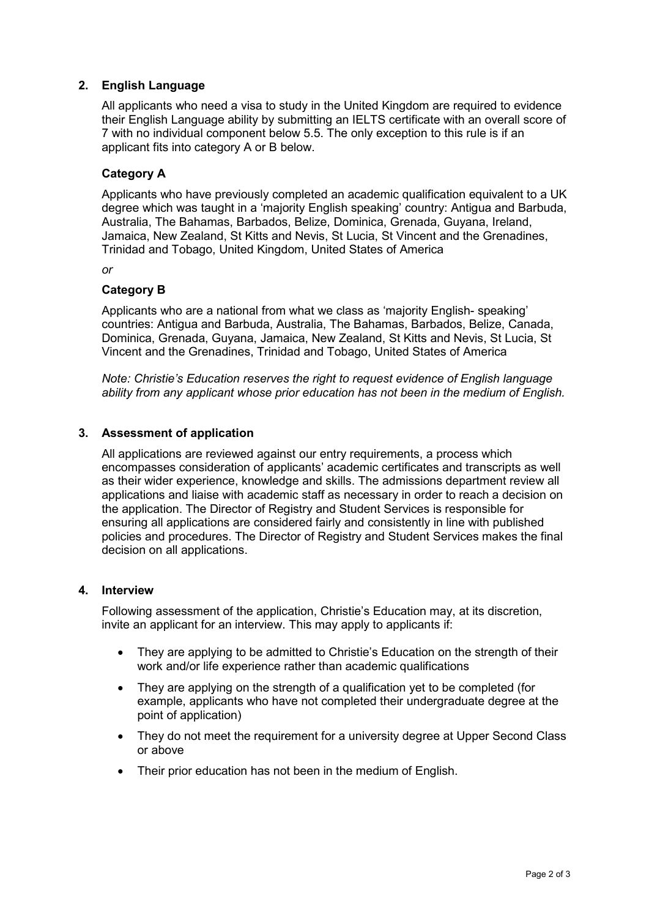## 2. English Language

All applicants who need a visa to study in the United Kingdom are required to evidence their English Language ability by submitting an IELTS certificate with an overall score of 7 with no individual component below 5.5. The only exception to this rule is if an applicant fits into category A or B below.

### Category A

Applicants who have previously completed an academic qualification equivalent to a UK degree which was taught in a 'majority English speaking' country: Antigua and Barbuda, Australia, The Bahamas, Barbados, Belize, Dominica, Grenada, Guyana, Ireland, Jamaica, New Zealand, St Kitts and Nevis, St Lucia, St Vincent and the Grenadines, Trinidad and Tobago, United Kingdom, United States of America

*or*

### Category B

Applicants who are a national from what we class as 'majority English- speaking' countries: Antigua and Barbuda, Australia, The Bahamas, Barbados, Belize, Canada, Dominica, Grenada, Guyana, Jamaica, New Zealand, St Kitts and Nevis, St Lucia, St Vincent and the Grenadines, Trinidad and Tobago, United States of America

*Note: Christie's Education reserves the right to request evidence of English language ability from any applicant whose prior education has not been in the medium of English.*

## 3. Assessment of application

All applications are reviewed against our entry requirements, a process which encompasses consideration of applicants' academic certificates and transcripts as well as their wider experience, knowledge and skills. The admissions department review all applications and liaise with academic staff as necessary in order to reach a decision on the application. The Director of Registry and Student Services is responsible for ensuring all applications are considered fairly and consistently in line with published policies and procedures. The Director of Registry and Student Services makes the final decision on all applications.

## 4. Interview

Following assessment of the application, Christie's Education may, at its discretion, invite an applicant for an interview. This may apply to applicants if:

- They are applying to be admitted to Christie's Education on the strength of their work and/or life experience rather than academic qualifications
- They are applying on the strength of a qualification yet to be completed (for example, applicants who have not completed their undergraduate degree at the point of application)
- They do not meet the requirement for a university degree at Upper Second Class or above
- Their prior education has not been in the medium of English.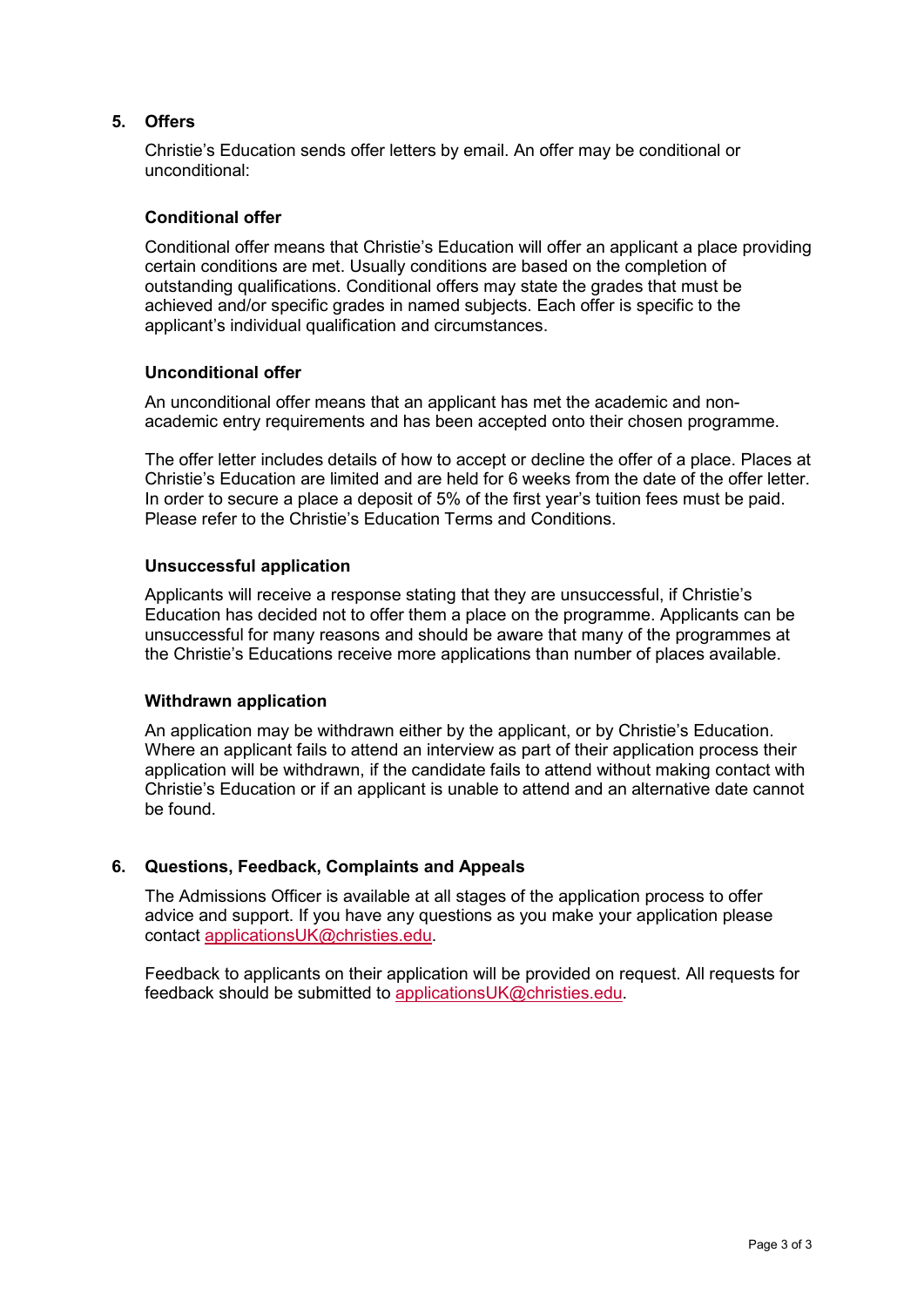## 5. Offers

Christie's Education sends offer letters by email. An offer may be conditional or unconditional:

### Conditional offer

Conditional offer means that Christie's Education will offer an applicant a place providing certain conditions are met. Usually conditions are based on the completion of outstanding qualifications. Conditional offers may state the grades that must be achieved and/or specific grades in named subjects. Each offer is specific to the applicant's individual qualification and circumstances.

### Unconditional offer

An unconditional offer means that an applicant has met the academic and non-academic entry requirements and has been accepted onto their chosen programme.

The offer letter includes details of how to accept or decline the offer of a place. Places at Christie's Education are limited and are held for 6 weeks from the date of the offer letter. In order to secure a place a deposit of 5% of the first year's tuition fees must be paid. Please refer to the Christie's Education Terms and Conditions.

### Unsuccessful application

Applicants will receive a response stating that they are unsuccessful, if Christie's Education has decided not to offer them a place on the programme. Applicants can be unsuccessful for many reasons and should be aware that many of the programmes at the Christie's Educations receive more applications than number of places available.

### Withdrawn application

An application may be withdrawn either by the applicant, or by Christie's Education. Where an applicant fails to attend an interview as part of their application process their application will be withdrawn, if the candidate fails to attend without making contact with Christie's Education or if an applicant is unable to attend and an alternative date cannot be found.

## 6. Questions, Feedback, Complaints and Appeals

The Admissions Officer is available at all stages of the application process to offer advice and support. If you have any questions as you make your application please contact applicationsUK@christies.edu.

Feedback to applicants on their application will be provided on request. All requests for feedback should be submitted to applicationsUK@christies.edu.